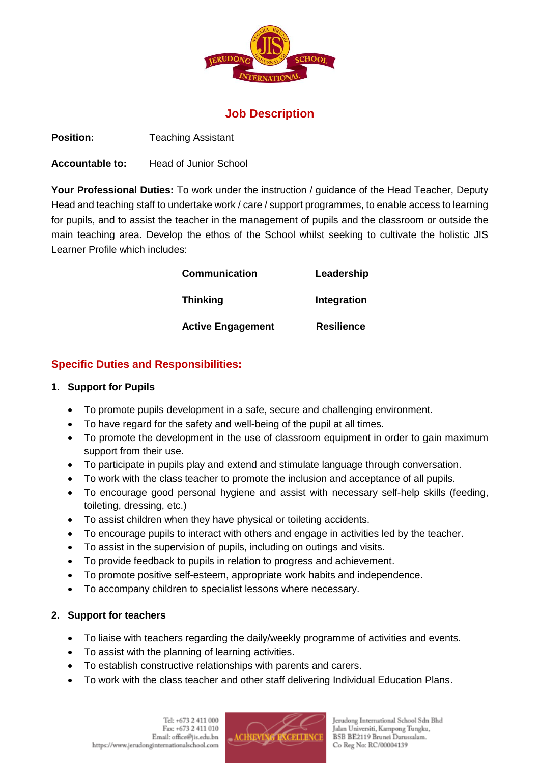# Job Description

**Position:** Teaching Assistant

**Accountable to:** Head of Junior School

**Your Professional Duties:** To work under the instruction / guidance of the Head Teacher, Deputy Head and teaching staff to undertake work / care / support programmes, to enable access to learning for pupils, and to assist the teacher in the management of pupils and the classroom or outside the main teaching area. Develop the ethos of the School whilst seeking to cultivate the holistic JIS Learner Profile which includes:

| | |
|---|---|
| **Communication** | **Leadership** |
| **Thinking** | **Integration** |
| **Active Engagement** | **Resilience** |

## Specific Duties and Responsibilities:

### 1. Support for Pupils

- To promote pupils development in a safe, secure and challenging environment.
- To have regard for the safety and well-being of the pupil at all times.
- To promote the development in the use of classroom equipment in order to gain maximum support from their use.
- To participate in pupils play and extend and stimulate language through conversation.
- To work with the class teacher to promote the inclusion and acceptance of all pupils.
- To encourage good personal hygiene and assist with necessary self-help skills (feeding, toileting, dressing, etc.)
- To assist children when they have physical or toileting accidents.
- To encourage pupils to interact with others and engage in activities led by the teacher.
- To assist in the supervision of pupils, including on outings and visits.
- To provide feedback to pupils in relation to progress and achievement.
- To promote positive self-esteem, appropriate work habits and independence.
- To accompany children to specialist lessons where necessary.

### 2. Support for teachers

- To liaise with teachers regarding the daily/weekly programme of activities and events.
- To assist with the planning of learning activities.
- To establish constructive relationships with parents and carers.
- To work with the class teacher and other staff delivering Individual Education Plans.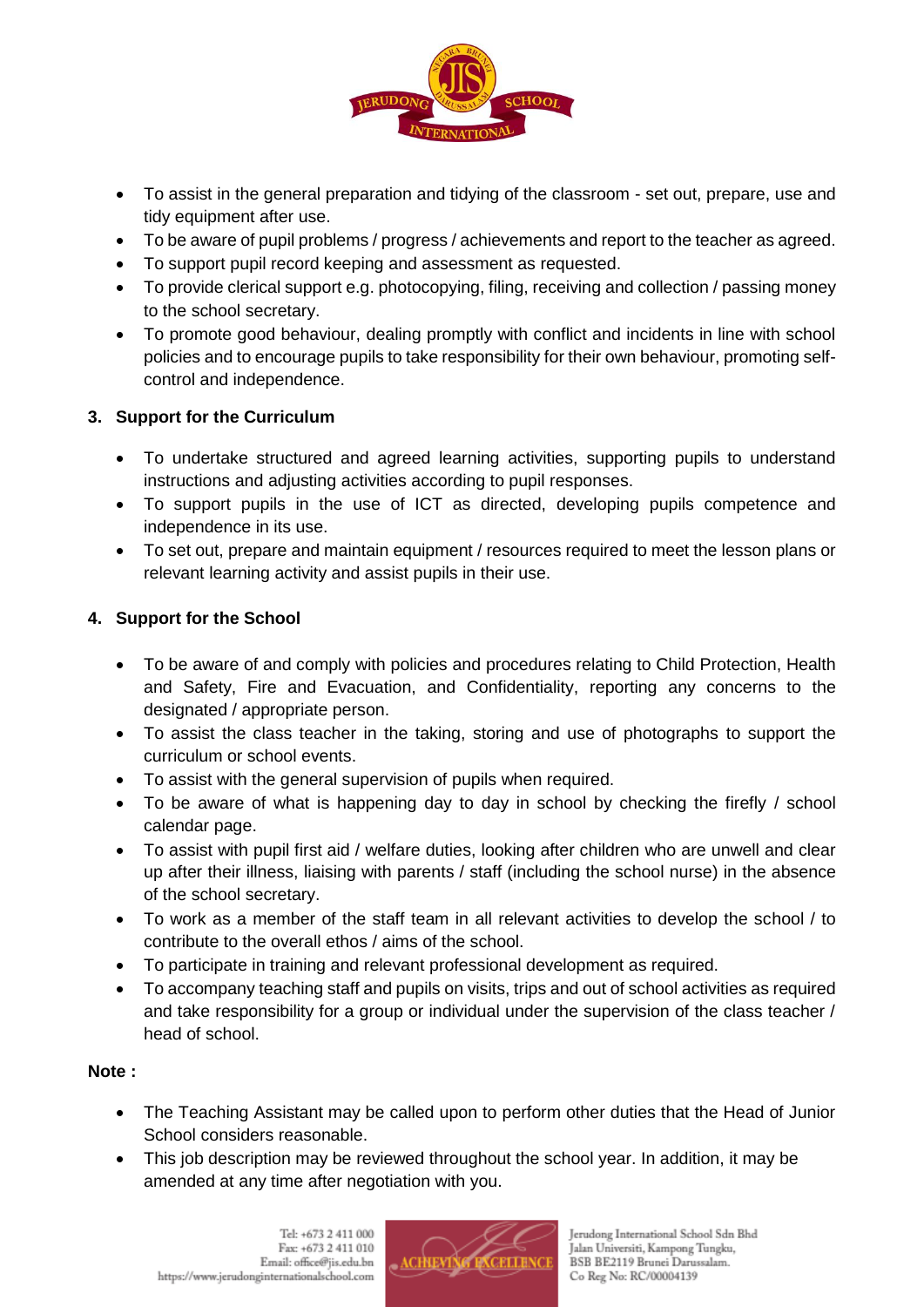- To assist in the general preparation and tidying of the classroom - set out, prepare, use and tidy equipment after use.
- To be aware of pupil problems / progress / achievements and report to the teacher as agreed.
- To support pupil record keeping and assessment as requested.
- To provide clerical support e.g. photocopying, filing, receiving and collection / passing money to the school secretary.
- To promote good behaviour, dealing promptly with conflict and incidents in line with school policies and to encourage pupils to take responsibility for their own behaviour, promoting self-control and independence.

**3. Support for the Curriculum**

- To undertake structured and agreed learning activities, supporting pupils to understand instructions and adjusting activities according to pupil responses.
- To support pupils in the use of ICT as directed, developing pupils competence and independence in its use.
- To set out, prepare and maintain equipment / resources required to meet the lesson plans or relevant learning activity and assist pupils in their use.

**4. Support for the School**

- To be aware of and comply with policies and procedures relating to Child Protection, Health and Safety, Fire and Evacuation, and Confidentiality, reporting any concerns to the designated / appropriate person.
- To assist the class teacher in the taking, storing and use of photographs to support the curriculum or school events.
- To assist with the general supervision of pupils when required.
- To be aware of what is happening day to day in school by checking the firefly / school calendar page.
- To assist with pupil first aid / welfare duties, looking after children who are unwell and clear up after their illness, liaising with parents / staff (including the school nurse) in the absence of the school secretary.
- To work as a member of the staff team in all relevant activities to develop the school / to contribute to the overall ethos / aims of the school.
- To participate in training and relevant professional development as required.
- To accompany teaching staff and pupils on visits, trips and out of school activities as required and take responsibility for a group or individual under the supervision of the class teacher / head of school.

**Note :**

- The Teaching Assistant may be called upon to perform other duties that the Head of Junior School considers reasonable.
- This job description may be reviewed throughout the school year. In addition, it may be amended at any time after negotiation with you.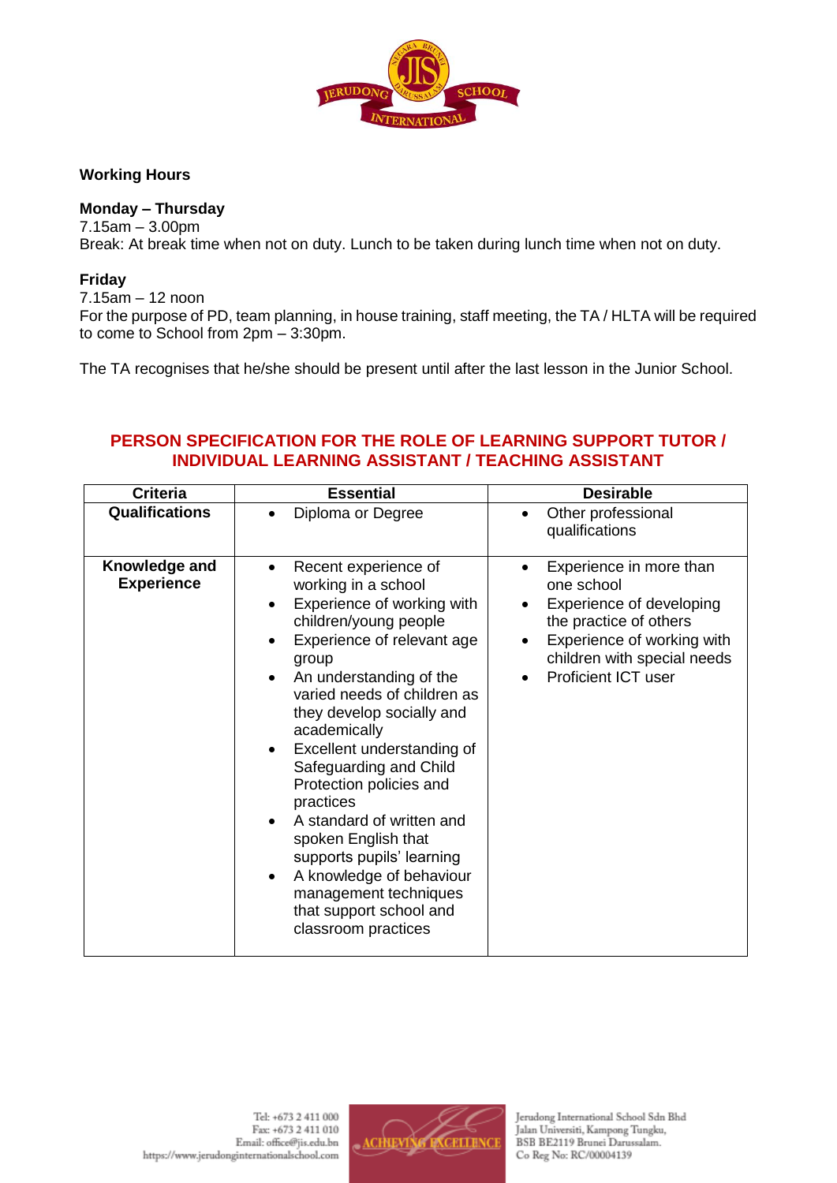**Working Hours**

**Monday – Thursday**
7.15am – 3.00pm
Break: At break time when not on duty. Lunch to be taken during lunch time when not on duty.

**Friday**
7.15am – 12 noon
For the purpose of PD, team planning, in house training, staff meeting, the TA / HLTA will be required to come to School from 2pm – 3:30pm.

The TA recognises that he/she should be present until after the last lesson in the Junior School.

## PERSON SPECIFICATION FOR THE ROLE OF LEARNING SUPPORT TUTOR / INDIVIDUAL LEARNING ASSISTANT / TEACHING ASSISTANT

| Criteria | Essential | Desirable |
|---|---|---|
| **Qualifications** | • Diploma or Degree | • Other professional qualifications |
| **Knowledge and Experience** | • Recent experience of working in a school<br>• Experience of working with children/young people<br>• Experience of relevant age group<br>• An understanding of the varied needs of children as they develop socially and academically<br>• Excellent understanding of Safeguarding and Child Protection policies and practices<br>• A standard of written and spoken English that supports pupils' learning<br>• A knowledge of behaviour management techniques that support school and classroom practices | • Experience in more than one school<br>• Experience of developing the practice of others<br>• Experience of working with children with special needs<br>• Proficient ICT user |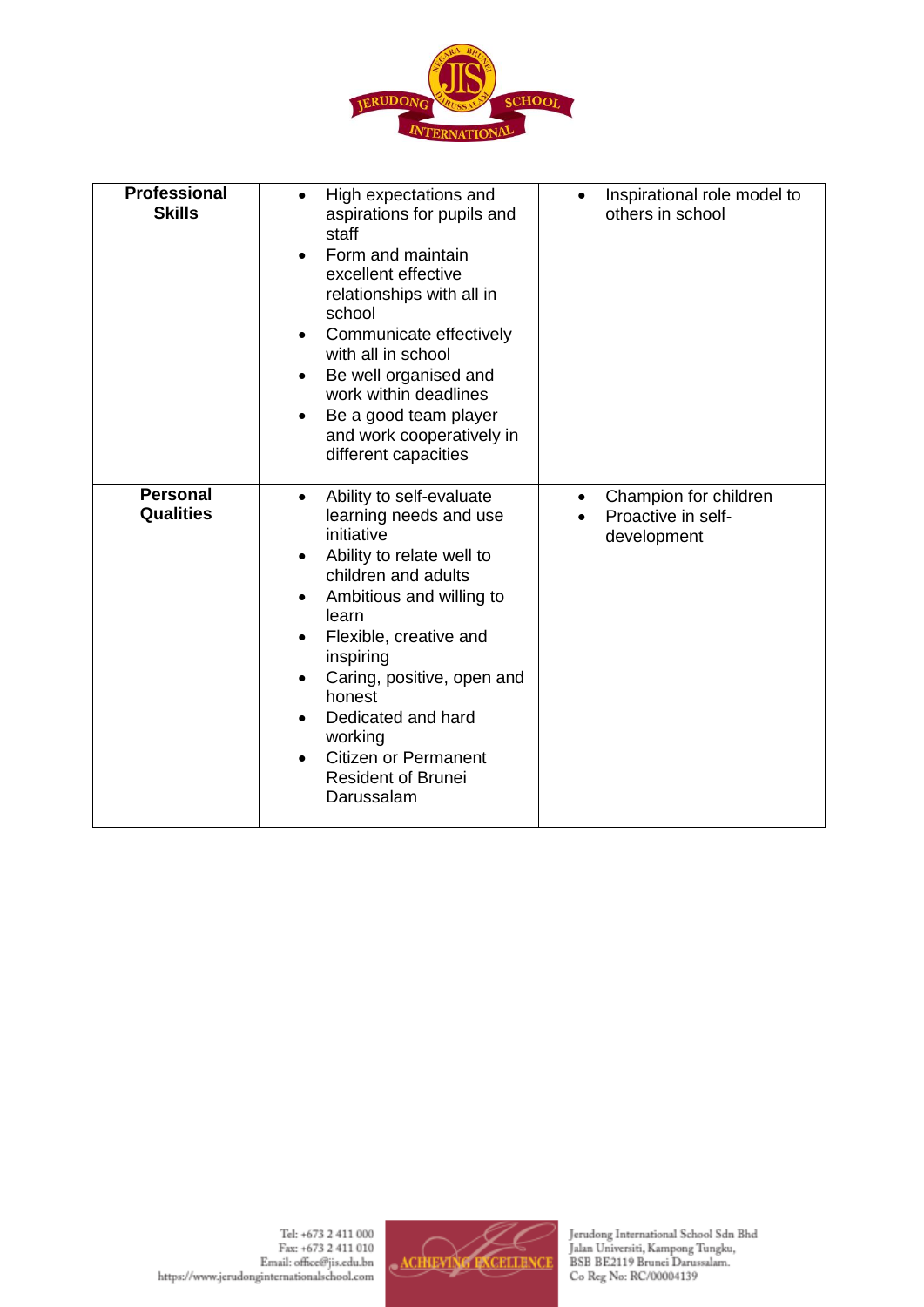| | | |
|---|---|---|
| **Professional Skills** | • High expectations and aspirations for pupils and staff<br>• Form and maintain excellent effective relationships with all in school<br>• Communicate effectively with all in school<br>• Be well organised and work within deadlines<br>• Be a good team player and work cooperatively in different capacities | • Inspirational role model to others in school |
| **Personal Qualities** | • Ability to self-evaluate learning needs and use initiative<br>• Ability to relate well to children and adults<br>• Ambitious and willing to learn<br>• Flexible, creative and inspiring<br>• Caring, positive, open and honest<br>• Dedicated and hard working<br>• Citizen or Permanent Resident of Brunei Darussalam | • Champion for children<br>• Proactive in self-development |